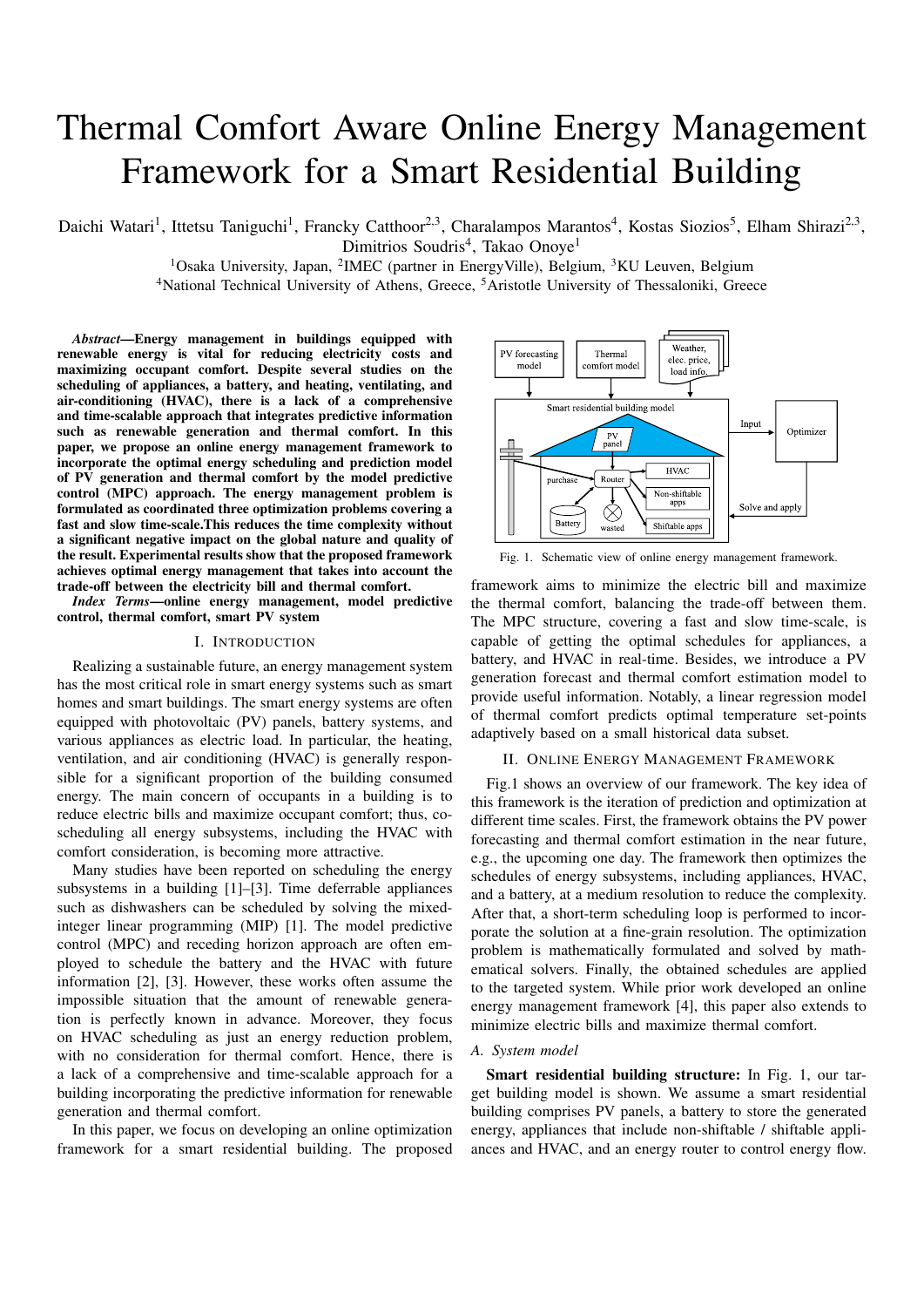# Thermal Comfort Aware Online Energy Management Framework for a Smart Residential Building

Daichi Watari[1], Ittetsu Taniguchi[1], Francky Catthoor[2,3], Charalampos Marantos[4], Kostas Siozios[5], Elham Shirazi[2,3], Dimitrios Soudris[4], Takao Onoye[1]

[1]Osaka University, Japan, [2]IMEC (partner in EnergyVille), Belgium, [3]KU Leuven, Belgium
[4]National Technical University of Athens, Greece, [5]Aristotle University of Thessaloniki, Greece

***Abstract*—Energy management in buildings equipped with renewable energy is vital for reducing electricity costs and maximizing occupant comfort. Despite several studies on the scheduling of appliances, a battery, and heating, ventilating, and air-conditioning (HVAC), there is a lack of a comprehensive and time-scalable approach that integrates predictive information such as renewable generation and thermal comfort. In this paper, we propose an online energy management framework to incorporate the optimal energy scheduling and prediction model of PV generation and thermal comfort by the model predictive control (MPC) approach. The energy management problem is formulated as coordinated three optimization problems covering a fast and slow time-scale.This reduces the time complexity without a significant negative impact on the global nature and quality of the result. Experimental results show that the proposed framework achieves optimal energy management that takes into account the trade-off between the electricity bill and thermal comfort.**

***Index Terms*—online energy management, model predictive control, thermal comfort, smart PV system**

## I. Introduction

Realizing a sustainable future, an energy management system has the most critical role in smart energy systems such as smart homes and smart buildings. The smart energy systems are often equipped with photovoltaic (PV) panels, battery systems, and various appliances as electric load. In particular, the heating, ventilation, and air conditioning (HVAC) is generally responsible for a significant proportion of the building consumed energy. The main concern of occupants in a building is to reduce electric bills and maximize occupant comfort; thus, co-scheduling all energy subsystems, including the HVAC with comfort consideration, is becoming more attractive.

Many studies have been reported on scheduling the energy subsystems in a building [1]–[3]. Time deferrable appliances such as dishwashers can be scheduled by solving the mixed-integer linear programming (MIP) [1]. The model predictive control (MPC) and receding horizon approach are often employed to schedule the battery and the HVAC with future information [2], [3]. However, these works often assume the impossible situation that the amount of renewable generation is perfectly known in advance. Moreover, they focus on HVAC scheduling as just an energy reduction problem, with no consideration for thermal comfort. Hence, there is a lack of a comprehensive and time-scalable approach for a building incorporating the predictive information for renewable generation and thermal comfort.

In this paper, we focus on developing an online optimization framework for a smart residential building. The proposed framework aims to minimize the electric bill and maximize the thermal comfort, balancing the trade-off between them. The MPC structure, covering a fast and slow time-scale, is capable of getting the optimal schedules for appliances, a battery, and HVAC in real-time. Besides, we introduce a PV generation forecast and thermal comfort estimation model to provide useful information. Notably, a linear regression model of thermal comfort predicts optimal temperature set-points adaptively based on a small historical data subset.

Fig. 1. Schematic view of online energy management framework.

## II. Online Energy Management Framework

Fig.1 shows an overview of our framework. The key idea of this framework is the iteration of prediction and optimization at different time scales. First, the framework obtains the PV power forecasting and thermal comfort estimation in the near future, e.g., the upcoming one day. The framework then optimizes the schedules of energy subsystems, including appliances, HVAC, and a battery, at a medium resolution to reduce the complexity. After that, a short-term scheduling loop is performed to incorporate the solution at a fine-grain resolution. The optimization problem is mathematically formulated and solved by mathematical solvers. Finally, the obtained schedules are applied to the targeted system. While prior work developed an online energy management framework [4], this paper also extends to minimize electric bills and maximize thermal comfort.

### A. System model

**Smart residential building structure:** In Fig. 1, our target building model is shown. We assume a smart residential building comprises PV panels, a battery to store the generated energy, appliances that include non-shiftable / shiftable appliances and HVAC, and an energy router to control energy flow.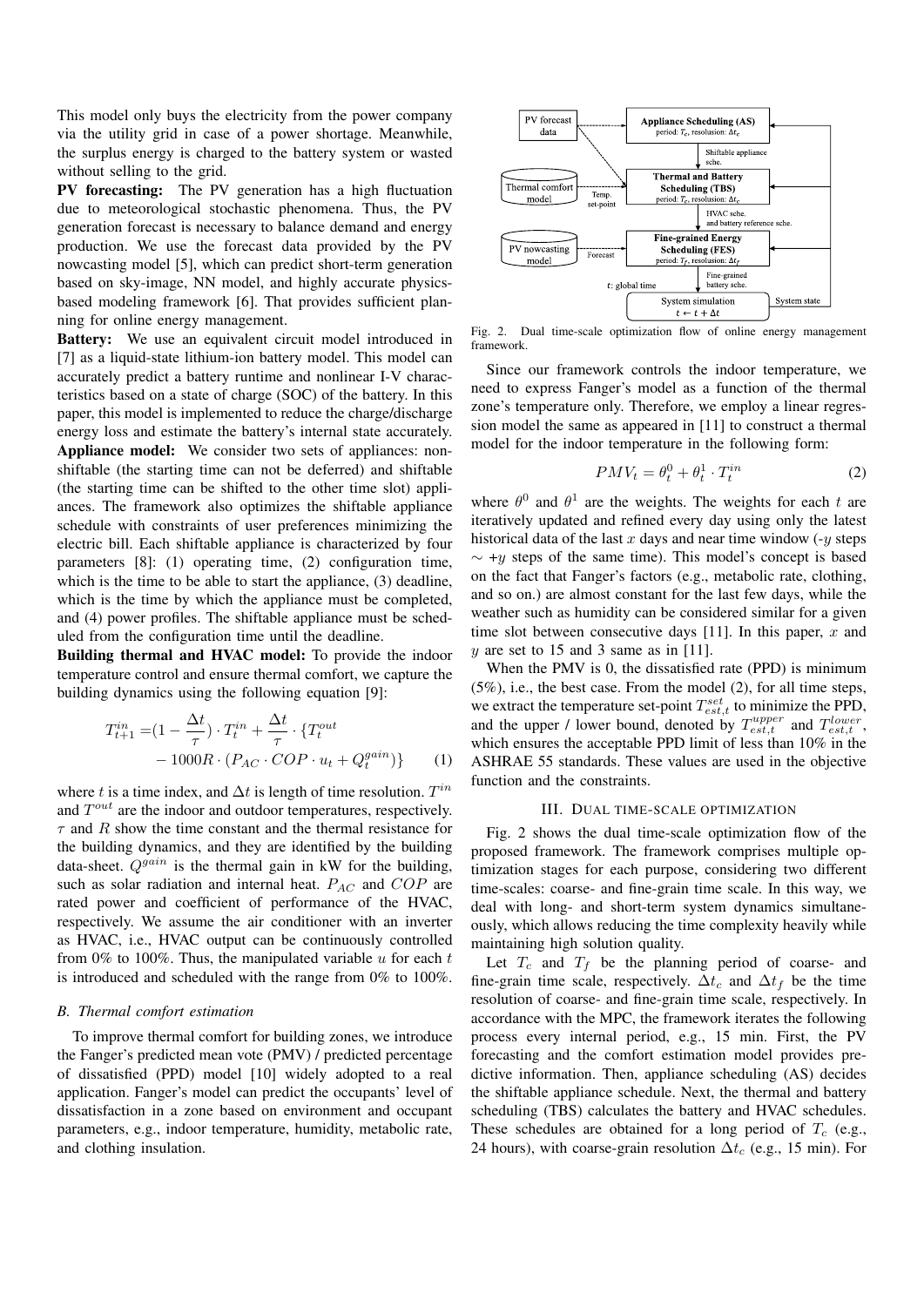This model only buys the electricity from the power company via the utility grid in case of a power shortage. Meanwhile, the surplus energy is charged to the battery system or wasted without selling to the grid.

**PV forecasting:** The PV generation has a high fluctuation due to meteorological stochastic phenomena. Thus, the PV generation forecast is necessary to balance demand and energy production. We use the forecast data provided by the PV nowcasting model [5], which can predict short-term generation based on sky-image, NN model, and highly accurate physics-based modeling framework [6]. That provides sufficient planning for online energy management.

**Battery:** We use an equivalent circuit model introduced in [7] as a liquid-state lithium-ion battery model. This model can accurately predict a battery runtime and nonlinear I-V characteristics based on a state of charge (SOC) of the battery. In this paper, this model is implemented to reduce the charge/discharge energy loss and estimate the battery's internal state accurately.

**Appliance model:** We consider two sets of appliances: non-shiftable (the starting time can not be deferred) and shiftable (the starting time can be shifted to the other time slot) appliances. The framework also optimizes the shiftable appliance schedule with constraints of user preferences minimizing the electric bill. Each shiftable appliance is characterized by four parameters [8]: (1) operating time, (2) configuration time, which is the time to be able to start the appliance, (3) deadline, which is the time by which the appliance must be completed, and (4) power profiles. The shiftable appliance must be scheduled from the configuration time until the deadline.

**Building thermal and HVAC model:** To provide the indoor temperature control and ensure thermal comfort, we capture the building dynamics using the following equation [9]:

$$T^{in}_{t+1} = (1 - \frac{\Delta t}{\tau}) \cdot T^{in}_t + \frac{\Delta t}{\tau} \cdot \{T^{out}_t - 1000R \cdot (P_{AC} \cdot COP \cdot u_t + Q^{gain}_t)\} \quad (1)$$

where $t$ is a time index, and $\Delta t$ is length of time resolution. $T^{in}$ and $T^{out}$ are the indoor and outdoor temperatures, respectively. $\tau$ and $R$ show the time constant and the thermal resistance for the building dynamics, and they are identified by the building data-sheet. $Q^{gain}$ is the thermal gain in kW for the building, such as solar radiation and internal heat. $P_{AC}$ and $COP$ are rated power and coefficient of performance of the HVAC, respectively. We assume the air conditioner with an inverter as HVAC, i.e., HVAC output can be continuously controlled from 0% to 100%. Thus, the manipulated variable $u$ for each $t$ is introduced and scheduled with the range from 0% to 100%.

### B. Thermal comfort estimation

To improve thermal comfort for building zones, we introduce the Fanger's predicted mean vote (PMV) / predicted percentage of dissatisfied (PPD) model [10] widely adopted to a real application. Fanger's model can predict the occupants' level of dissatisfaction in a zone based on environment and occupant parameters, e.g., indoor temperature, humidity, metabolic rate, and clothing insulation.

Fig. 2. Dual time-scale optimization flow of online energy management framework.

Since our framework controls the indoor temperature, we need to express Fanger's model as a function of the thermal zone's temperature only. Therefore, we employ a linear regression model the same as appeared in [11] to construct a thermal model for the indoor temperature in the following form:

$$PMV_t = \theta^0_t + \theta^1_t \cdot T^{in}_t \quad (2)$$

where $\theta^0$ and $\theta^1$ are the weights. The weights for each $t$ are iteratively updated and refined every day using only the latest historical data of the last $x$ days and near time window (-$y$ steps $\sim$ +$y$ steps of the same time). This model's concept is based on the fact that Fanger's factors (e.g., metabolic rate, clothing, and so on.) are almost constant for the last few days, while the weather such as humidity can be considered similar for a given time slot between consecutive days [11]. In this paper, $x$ and $y$ are set to 15 and 3 same as in [11].

When the PMV is 0, the dissatisfied rate (PPD) is minimum (5%), i.e., the best case. From the model (2), for all time steps, we extract the temperature set-point $T^{set}_{est,t}$ to minimize the PPD, and the upper / lower bound, denoted by $T^{upper}_{est,t}$ and $T^{lower}_{est,t}$, which ensures the acceptable PPD limit of less than 10% in the ASHRAE 55 standards. These values are used in the objective function and the constraints.

## III. Dual time-scale optimization

Fig. 2 shows the dual time-scale optimization flow of the proposed framework. The framework comprises multiple optimization stages for each purpose, considering two different time-scales: coarse- and fine-grain time scale. In this way, we deal with long- and short-term system dynamics simultaneously, which allows reducing the time complexity heavily while maintaining high solution quality.

Let $T_c$ and $T_f$ be the planning period of coarse- and fine-grain time scale, respectively. $\Delta t_c$ and $\Delta t_f$ be the time resolution of coarse- and fine-grain time scale, respectively. In accordance with the MPC, the framework iterates the following process every internal period, e.g., 15 min. First, the PV forecasting and the comfort estimation model provides predictive information. Then, appliance scheduling (AS) decides the shiftable appliance schedule. Next, the thermal and battery scheduling (TBS) calculates the battery and HVAC schedules. These schedules are obtained for a long period of $T_c$ (e.g., 24 hours), with coarse-grain resolution $\Delta t_c$ (e.g., 15 min). For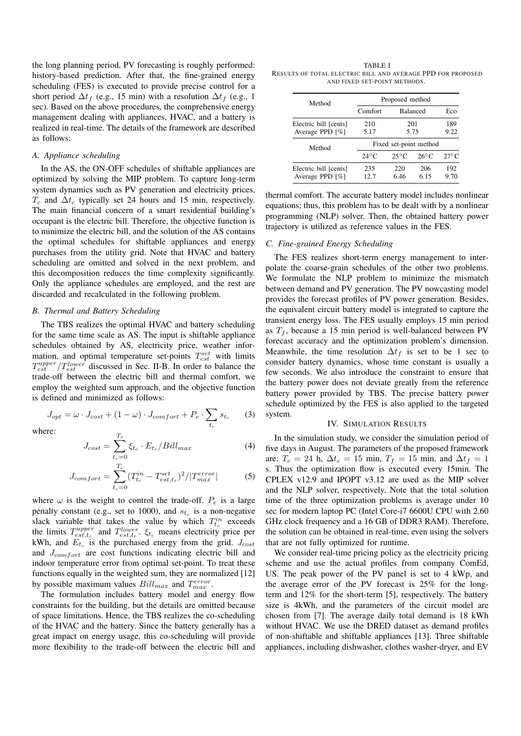the long planning period, PV forecasting is roughly performed: history-based prediction. After that, the fine-grained energy scheduling (FES) is executed to provide precise control for a short period $\Delta t_f$ (e.g., 15 min) with a resolution $\Delta t_f$ (e.g., 1 sec). Based on the above procedures, the comprehensive energy management dealing with appliances, HVAC, and a battery is realized in real-time. The details of the framework are described as follows:

### *A. Appliance scheduling*

In the AS, the ON-OFF schedules of shiftable appliances are optimized by solving the MIP problem. To capture long-term system dynamics such as PV generation and electricity prices, $T_c$ and $\Delta t_c$ typically set 24 hours and 15 min, respectively. The main financial concern of a smart residential building's occupant is the electric bill. Therefore, the objective function is to minimize the electric bill, and the solution of the AS contains the optimal schedules for shiftable appliances and energy purchases from the utility grid. Note that HVAC and battery scheduling are omitted and solved in the next problem, and this decomposition reduces the time complexity significantly. Only the appliance schedules are employed, and the rest are discarded and recalculated in the following problem.

### *B. Thermal and Battery Scheduling*

The TBS realizes the optimal HVAC and battery scheduling for the same time scale as AS. The input is shiftable appliance schedules obtained by AS, electricity price, weather information, and optimal temperature set-points $T^{set}_{est}$ with limits $T^{upper}_{est}/T^{lower}_{est}$ discussed in Sec. II-B. In order to balance the trade-off between the electric bill and thermal comfort, we employ the weighted sum approach, and the objective function is defined and minimized as follows:

$$J_{opt} = \omega \cdot J_{cost} + (1 - \omega) \cdot J_{comfort} + P_e \cdot \sum_{t_c} s_{t_c} \tag{3}$$

where:

$$J_{cost} = \sum_{t_c=0}^{T_c} \xi_{t_c} \cdot E_{t_c} / Bill_{max} \tag{4}$$

$$J_{comfort} = \sum_{t_c=0}^{T_c} (T^{in}_{t_c} - T^{set}_{est,t_c})^2 / |T^{error}_{max}| \tag{5}$$

where $\omega$ is the weight to control the trade-off. $P_e$ is a large penalty constant (e.g., set to 1000), and $s_{t_c}$ is a non-negative slack variable that takes the value by which $T^{in}_{t_c}$ exceeds the limits $T^{upper}_{est,t_c}$ and $T^{lower}_{est,t_c}$. $\xi_{t_c}$ means electricity price per kWh, and $E_{t_c}$ is the purchased energy from the grid. $J_{cost}$ and $J_{comfort}$ are cost functions indicating electric bill and indoor temperature error from optimal set-point. To treat these functions equally in the weighted sum, they are normalized [12] by possible maximum values $Bill_{max}$ and $T^{error}_{max}$.

The formulation includes battery model and energy flow constraints for the building, but the details are omitted because of space limitations. Hence, the TBS realizes the co-scheduling of the HVAC and the battery. Since the battery generally has a great impact on energy usage, this co-scheduling will provide more flexibility to the trade-off between the electric bill and thermal comfort. The accurate battery model includes nonlinear equations; thus, this problem has to be dealt with by a nonlinear programming (NLP) solver. Then, the obtained battery power trajectory is utilized as reference values in the FES.

TABLE I
RESULTS OF TOTAL ELECTRIC BILL AND AVERAGE PPD FOR PROPOSED AND FIXED SET-POINT METHODS.

| Method | Proposed method | | | |
|---|---|---|---|---|
| | Comfort | Balanced | | Eco |
| Electric bill [cents] | 210 | 201 | | 189 |
| Average PPD [%] | 5.17 | 5.75 | | 9.22 |
| Method | Fixed set-point method | | | |
| | 24°C | 25°C | 26°C | 27°C |
| Electric bill [cents] | 235 | 220 | 206 | 192 |
| Average PPD [%] | 12.7 | 6.46 | 6.15 | 9.70 |

### *C. Fine-grained Energy Scheduling*

The FES realizes short-term energy management to interpolate the coarse-grain schedules of the other two problems. We formulate the NLP problem to minimize the mismatch between demand and PV generation. The PV nowcasting model provides the forecast profiles of PV power generation. Besides, the equivalent circuit battery model is integrated to capture the transient energy loss. The FES usually employs 15 min period as $T_f$, because a 15 min period is well-balanced between PV forecast accuracy and the optimization problem's dimension. Meanwhile, the time resolution $\Delta t_f$ is set to be 1 sec to consider battery dynamics, whose time constant is usually a few seconds. We also introduce the constraint to ensure that the battery power does not deviate greatly from the reference battery power provided by TBS. The precise battery power schedule optimized by the FES is also applied to the targeted system.

## IV. SIMULATION RESULTS

In the simulation study, we consider the simulation period of five days in August. The parameters of the proposed framework are: $T_c$ = 24 h, $\Delta t_c$ = 15 min, $T_f$ = 15 min, and $\Delta t_f$ = 1 s. Thus the optimization flow is executed every 15min. The CPLEX v12.9 and IPOPT v3.12 are used as the MIP solver and the NLP solver, respectively. Note that the total solution time of the three optimization problems is average under 10 sec for modern laptop PC (Intel Core-i7 6600U CPU with 2.60 GHz clock frequency and a 16 GB of DDR3 RAM). Therefore, the solution can be obtained in real-time, even using the solvers that are not fully optimized for runtime.

We consider real-time pricing policy as the electricity pricing scheme and use the actual profiles from company ComEd, US. The peak power of the PV panel is set to 4 kWp, and the average error of the PV forecast is 25% for the long-term and 12% for the short-term [5], respectively. The battery size is 4kWh, and the parameters of the circuit model are chosen from [7]. The average daily total demand is 18 kWh without HVAC. We use the DRED dataset as demand profiles of non-shiftable and shiftable appliances [13]. Three shiftable appliances, including dishwasher, clothes washer-dryer, and EV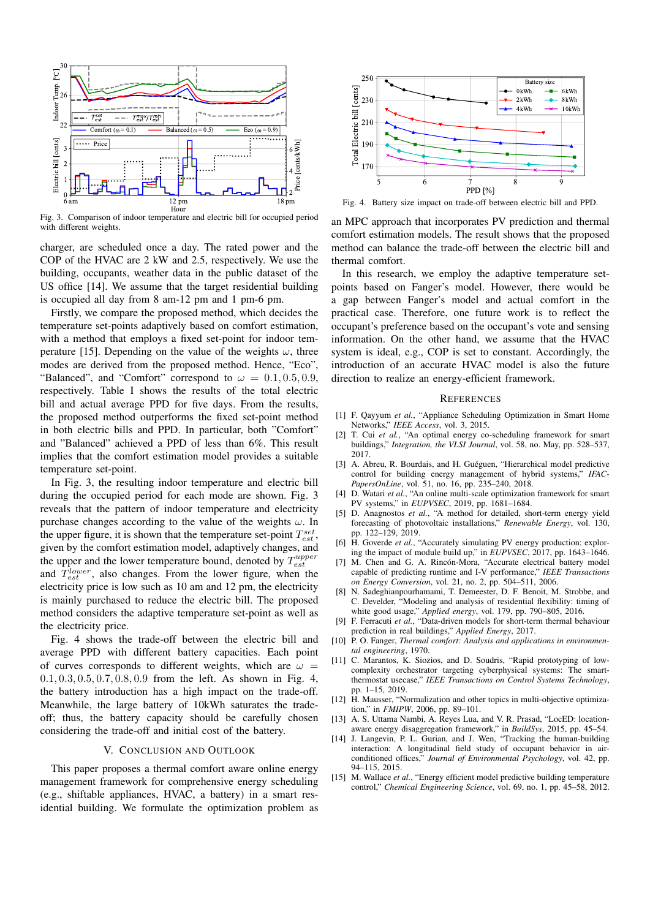30

26

22

Indoor Temp. [°C]

$T^{set}_{est}$ $T^{max}_{est}/T^{min}_{est}$

Comfort ($\omega = 0.1$) Balanced ($\omega = 0.5$) Eco ($\omega = 0.9$)

Price

Electric bill [cents]

3 2 1 0

6 4 2

Price [cents/kWh]

6 am 12 pm 18 pm

Hour

Fig. 3. Comparison of indoor temperature and electric bill for occupied period with different weights.

charger, are scheduled once a day. The rated power and the COP of the HVAC are 2 kW and 2.5, respectively. We use the building, occupants, weather data in the public dataset of the US office [14]. We assume that the target residential building is occupied all day from 8 am-12 pm and 1 pm-6 pm.

Firstly, we compare the proposed method, which decides the temperature set-points adaptively based on comfort estimation, with a method that employs a fixed set-point for indoor temperature [15]. Depending on the value of the weights $\omega$, three modes are derived from the proposed method. Hence, "Eco", "Balanced", and "Comfort" correspond to $\omega = 0.1, 0.5, 0.9$, respectively. Table I shows the results of the total electric bill and actual average PPD for five days. From the results, the proposed method outperforms the fixed set-point method in both electric bills and PPD. In particular, both "Comfort" and "Balanced" achieved a PPD of less than 6%. This result implies that the comfort estimation model provides a suitable temperature set-point.

In Fig. 3, the resulting indoor temperature and electric bill during the occupied period for each mode are shown. Fig. 3 reveals that the pattern of indoor temperature and electricity purchase changes according to the value of the weights $\omega$. In the upper figure, it is shown that the temperature set-point $T^{set}_{est}$, given by the comfort estimation model, adaptively changes, and the upper and the lower temperature bound, denoted by $T^{upper}_{est}$ and $T^{lower}_{est}$, also changes. From the lower figure, when the electricity price is low such as 10 am and 12 pm, the electricity is mainly purchased to reduce the electric bill. The proposed method considers the adaptive temperature set-point as well as the electricity price.

Fig. 4 shows the trade-off between the electric bill and average PPD with different battery capacities. Each point of curves corresponds to different weights, which are $\omega = 0.1, 0.3, 0.5, 0.7, 0.8, 0.9$ from the left. As shown in Fig. 4, the battery introduction has a high impact on the trade-off. Meanwhile, the large battery of 10kWh saturates the trade-off; thus, the battery capacity should be carefully chosen considering the trade-off and initial cost of the battery.

## V. Conclusion and Outlook

This paper proposes a thermal comfort aware online energy management framework for comprehensive energy scheduling (e.g., shiftable appliances, HVAC, a battery) in a smart residential building. We formulate the optimization problem as

250

230

210

190

170

Total Electric bill [cents]

5 6 7 8 9

PPD [%]

Battery size

0kWh 6kWh 2kWh 8kWh 4kWh 10kWh

Fig. 4. Battery size impact on trade-off between electric bill and PPD.

an MPC approach that incorporates PV prediction and thermal comfort estimation models. The result shows that the proposed method can balance the trade-off between the electric bill and thermal comfort.

In this research, we employ the adaptive temperature set-points based on Fanger's model. However, there would be a gap between Fanger's model and actual comfort in the practical case. Therefore, one future work is to reflect the occupant's preference based on the occupant's vote and sensing information. On the other hand, we assume that the HVAC system is ideal, e.g., COP is set to constant. Accordingly, the introduction of an accurate HVAC model is also the future direction to realize an energy-efficient framework.

## References

[1] F. Qayyum *et al.*, "Appliance Scheduling Optimization in Smart Home Networks," *IEEE Access*, vol. 3, 2015.

[2] T. Cui *et al.*, "An optimal energy co-scheduling framework for smart buildings," *Integration, the VLSI Journal*, vol. 58, no. May, pp. 528–537, 2017.

[3] A. Abreu, R. Bourdais, and H. Guéguen, "Hierarchical model predictive control for building energy management of hybrid systems," *IFAC-PapersOnLine*, vol. 51, no. 16, pp. 235–240, 2018.

[4] D. Watari *et al.*, "An online multi-scale optimization framework for smart PV systems," in *EUPVSEC*, 2019, pp. 1681–1684.

[5] D. Anagnostos *et al.*, "A method for detailed, short-term energy yield forecasting of photovoltaic installations," *Renewable Energy*, vol. 130, pp. 122–129, 2019.

[6] H. Goverde *et al.*, "Accurately simulating PV energy production: exploring the impact of module build up," in *EUPVSEC*, 2017, pp. 1643–1646.

[7] M. Chen and G. A. Rincón-Mora, "Accurate electrical battery model capable of predicting runtime and I-V performance," *IEEE Transactions on Energy Conversion*, vol. 21, no. 2, pp. 504–511, 2006.

[8] N. Sadeghianpourhamami, T. Demeester, D. F. Benoit, M. Strobbe, and C. Develder, "Modeling and analysis of residential flexibility: timing of white good usage," *Applied energy*, vol. 179, pp. 790–805, 2016.

[9] F. Ferracuti *et al.*, "Data-driven models for short-term thermal behaviour prediction in real buildings," *Applied Energy*, 2017.

[10] P. O. Fanger, *Thermal comfort: Analysis and applications in environmental engineering*, 1970.

[11] C. Marantos, K. Siozios, and D. Soudris, "Rapid prototyping of low-complexity orchestrator targeting cyberphysical systems: The smart-thermostat usecase," *IEEE Transactions on Control Systems Technology*, pp. 1–15, 2019.

[12] H. Mausser, "Normalization and other topics in multi-objective optimization," in *FMIPW*, 2006, pp. 89–101.

[13] A. S. Uttama Nambi, A. Reyes Lua, and V. R. Prasad, "LocED: location-aware energy disaggregation framework," in *BuildSys*, 2015, pp. 45–54.

[14] J. Langevin, P. L. Gurian, and J. Wen, "Tracking the human-building interaction: A longitudinal field study of occupant behavior in air-conditioned offices," *Journal of Environmental Psychology*, vol. 42, pp. 94–115, 2015.

[15] M. Wallace *et al.*, "Energy efficient model predictive building temperature control," *Chemical Engineering Science*, vol. 69, no. 1, pp. 45–58, 2012.